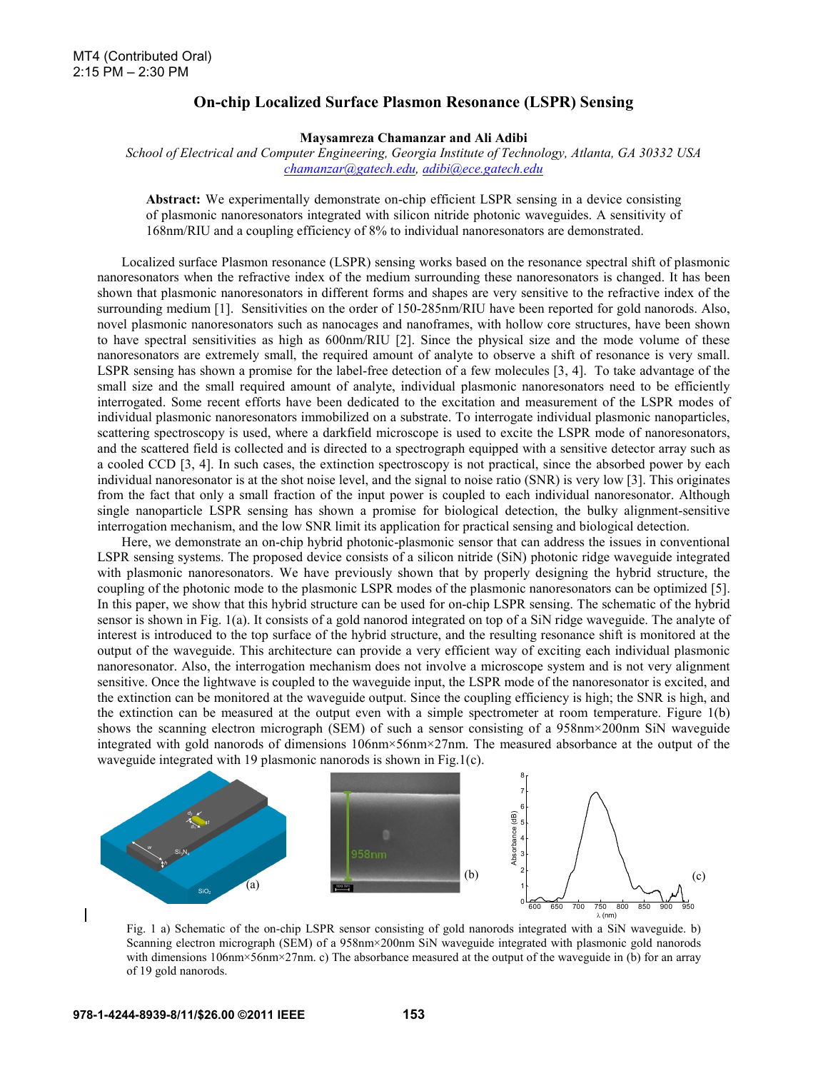MT4 (Contributed Oral)
2:15 PM – 2:30 PM

# On-chip Localized Surface Plasmon Resonance (LSPR) Sensing

**Maysamreza Chamanzar and Ali Adibi**

*School of Electrical and Computer Engineering, Georgia Institute of Technology, Atlanta, GA 30332 USA*
*chamanzar@gatech.edu, adibi@ece.gatech.edu*

**Abstract:** We experimentally demonstrate on-chip efficient LSPR sensing in a device consisting of plasmonic nanoresonators integrated with silicon nitride photonic waveguides. A sensitivity of 168nm/RIU and a coupling efficiency of 8% to individual nanoresonators are demonstrated.

Localized surface Plasmon resonance (LSPR) sensing works based on the resonance spectral shift of plasmonic nanoresonators when the refractive index of the medium surrounding these nanoresonators is changed. It has been shown that plasmonic nanoresonators in different forms and shapes are very sensitive to the refractive index of the surrounding medium [1]. Sensitivities on the order of 150-285nm/RIU have been reported for gold nanorods. Also, novel plasmonic nanoresonators such as nanocages and nanoframes, with hollow core structures, have been shown to have spectral sensitivities as high as 600nm/RIU [2]. Since the physical size and the mode volume of these nanoresonators are extremely small, the required amount of analyte to observe a shift of resonance is very small. LSPR sensing has shown a promise for the label-free detection of a few molecules [3, 4]. To take advantage of the small size and the small required amount of analyte, individual plasmonic nanoresonators need to be efficiently interrogated. Some recent efforts have been dedicated to the excitation and measurement of the LSPR modes of individual plasmonic nanoresonators immobilized on a substrate. To interrogate individual plasmonic nanoparticles, scattering spectroscopy is used, where a darkfield microscope is used to excite the LSPR mode of nanoresonators, and the scattered field is collected and is directed to a spectrograph equipped with a sensitive detector array such as a cooled CCD [3, 4]. In such cases, the extinction spectroscopy is not practical, since the absorbed power by each individual nanoresonator is at the shot noise level, and the signal to noise ratio (SNR) is very low [3]. This originates from the fact that only a small fraction of the input power is coupled to each individual nanoresonator. Although single nanoparticle LSPR sensing has shown a promise for biological detection, the bulky alignment-sensitive interrogation mechanism, and the low SNR limit its application for practical sensing and biological detection.

Here, we demonstrate an on-chip hybrid photonic-plasmonic sensor that can address the issues in conventional LSPR sensing systems. The proposed device consists of a silicon nitride (SiN) photonic ridge waveguide integrated with plasmonic nanoresonators. We have previously shown that by properly designing the hybrid structure, the coupling of the photonic mode to the plasmonic LSPR modes of the plasmonic nanoresonators can be optimized [5]. In this paper, we show that this hybrid structure can be used for on-chip LSPR sensing. The schematic of the hybrid sensor is shown in Fig. 1(a). It consists of a gold nanorod integrated on top of a SiN ridge waveguide. The analyte of interest is introduced to the top surface of the hybrid structure, and the resulting resonance shift is monitored at the output of the waveguide. This architecture can provide a very efficient way of exciting each individual plasmonic nanoresonator. Also, the interrogation mechanism does not involve a microscope system and is not very alignment sensitive. Once the lightwave is coupled to the waveguide input, the LSPR mode of the nanoresonator is excited, and the extinction can be monitored at the waveguide output. Since the coupling efficiency is high; the SNR is high, and the extinction can be measured at the output even with a simple spectrometer at room temperature. Figure 1(b) shows the scanning electron micrograph (SEM) of such a sensor consisting of a 958nm×200nm SiN waveguide integrated with gold nanorods of dimensions 106nm×56nm×27nm. The measured absorbance at the output of the waveguide integrated with 19 plasmonic nanorods is shown in Fig.1(c).

(a)
$d_2$
$d_1$
$t$
$w$
$h$
$Si_3N_4$
$SiO_2$

(b)
958nm
100 nm

(c)
Absorbance (dB)
0
1
2
3
4
5
6
7
8
600 650 700 750 800 850 900 950
λ (nm)

Fig. 1 a) Schematic of the on-chip LSPR sensor consisting of gold nanorods integrated with a SiN waveguide. b) Scanning electron micrograph (SEM) of a 958nm×200nm SiN waveguide integrated with plasmonic gold nanorods with dimensions 106nm×56nm×27nm. c) The absorbance measured at the output of the waveguide in (b) for an array of 19 gold nanorods.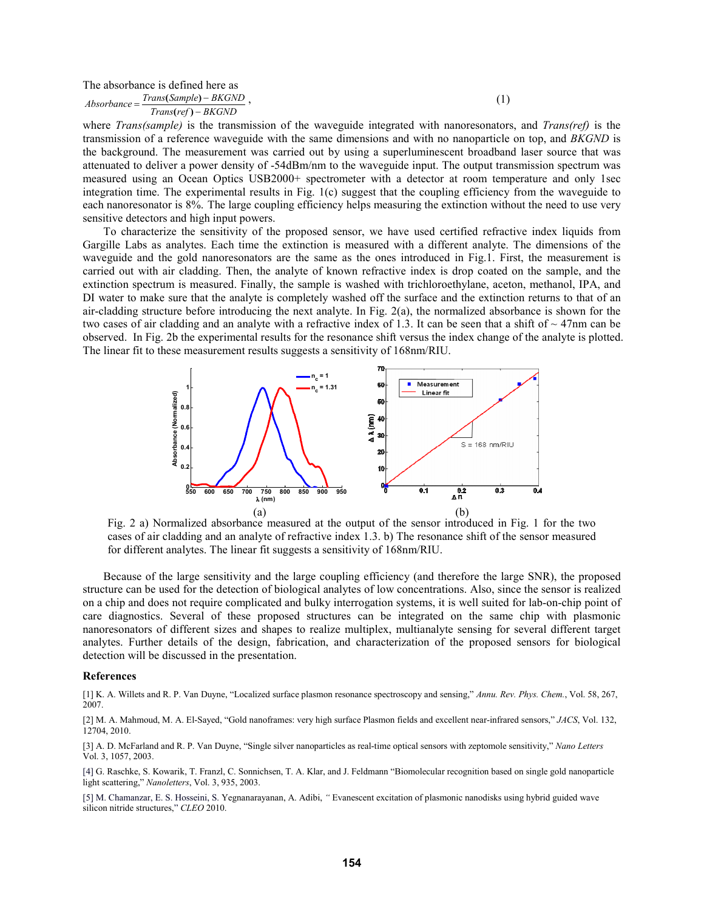The absorbance is defined here as

$$Absorbance = \frac{Trans(Sample) - BKGND}{Trans(ref) - BKGND}, \quad (1)$$

where *Trans(sample)* is the transmission of the waveguide integrated with nanoresonators, and *Trans(ref)* is the transmission of a reference waveguide with the same dimensions and with no nanoparticle on top, and *BKGND* is the background. The measurement was carried out by using a superluminescent broadband laser source that was attenuated to deliver a power density of -54dBm/nm to the waveguide input. The output transmission spectrum was measured using an Ocean Optics USB2000+ spectrometer with a detector at room temperature and only 1sec integration time. The experimental results in Fig. 1(c) suggest that the coupling efficiency from the waveguide to each nanoresonator is 8%. The large coupling efficiency helps measuring the extinction without the need to use very sensitive detectors and high input powers.

To characterize the sensitivity of the proposed sensor, we have used certified refractive index liquids from Gargille Labs as analytes. Each time the extinction is measured with a different analyte. The dimensions of the waveguide and the gold nanoresonators are the same as the ones introduced in Fig.1. First, the measurement is carried out with air cladding. Then, the analyte of known refractive index is drop coated on the sample, and the extinction spectrum is measured. Finally, the sample is washed with trichloroethylane, aceton, methanol, IPA, and DI water to make sure that the analyte is completely washed off the surface and the extinction returns to that of an air-cladding structure before introducing the next analyte. In Fig. 2(a), the normalized absorbance is shown for the two cases of air cladding and an analyte with a refractive index of 1.3. It can be seen that a shift of ~ 47nm can be observed. In Fig. 2b the experimental results for the resonance shift versus the index change of the analyte is plotted. The linear fit to these measurement results suggests a sensitivity of 168nm/RIU.

$n_c = 1$
$n_c = 1.31$
Absorbance (Normalized)
0 0.2 0.4 0.6 0.8 1
550 600 650 700 750 800 850 900 950
λ (nm)

Measurement
Linear fit
S = 168 nm/RIU
Δ λ (nm)
0 10 20 30 40 50 60 70
0 0.1 0.2 0.3 0.4
Δ n

(a) (b)

Fig. 2 a) Normalized absorbance measured at the output of the sensor introduced in Fig. 1 for the two cases of air cladding and an analyte of refractive index 1.3. b) The resonance shift of the sensor measured for different analytes. The linear fit suggests a sensitivity of 168nm/RIU.

Because of the large sensitivity and the large coupling efficiency (and therefore the large SNR), the proposed structure can be used for the detection of biological analytes of low concentrations. Also, since the sensor is realized on a chip and does not require complicated and bulky interrogation systems, it is well suited for lab-on-chip point of care diagnostics. Several of these proposed structures can be integrated on the same chip with plasmonic nanoresonators of different sizes and shapes to realize multiplex, multianalyte sensing for several different target analytes. Further details of the design, fabrication, and characterization of the proposed sensors for biological detection will be discussed in the presentation.

### References

[1] K. A. Willets and R. P. Van Duyne, "Localized surface plasmon resonance spectroscopy and sensing," *Annu. Rev. Phys. Chem.*, Vol. 58, 267, 2007.

[2] M. A. Mahmoud, M. A. El-Sayed, "Gold nanoframes: very high surface Plasmon fields and excellent near-infrared sensors," *JACS*, Vol. 132, 12704, 2010.

[3] A. D. McFarland and R. P. Van Duyne, "Single silver nanoparticles as real-time optical sensors with zeptomole sensitivity," *Nano Letters* Vol. 3, 1057, 2003.

[4] G. Raschke, S. Kowarik, T. Franzl, C. Sonnichsen, T. A. Klar, and J. Feldmann "Biomolecular recognition based on single gold nanoparticle light scattering," *Nanoletters*, Vol. 3, 935, 2003.

[5] M. Chamanzar, E. S. Hosseini, S. Yegnanarayanan, A. Adibi, " Evanescent excitation of plasmonic nanodisks using hybrid guided wave silicon nitride structures," *CLEO* 2010.